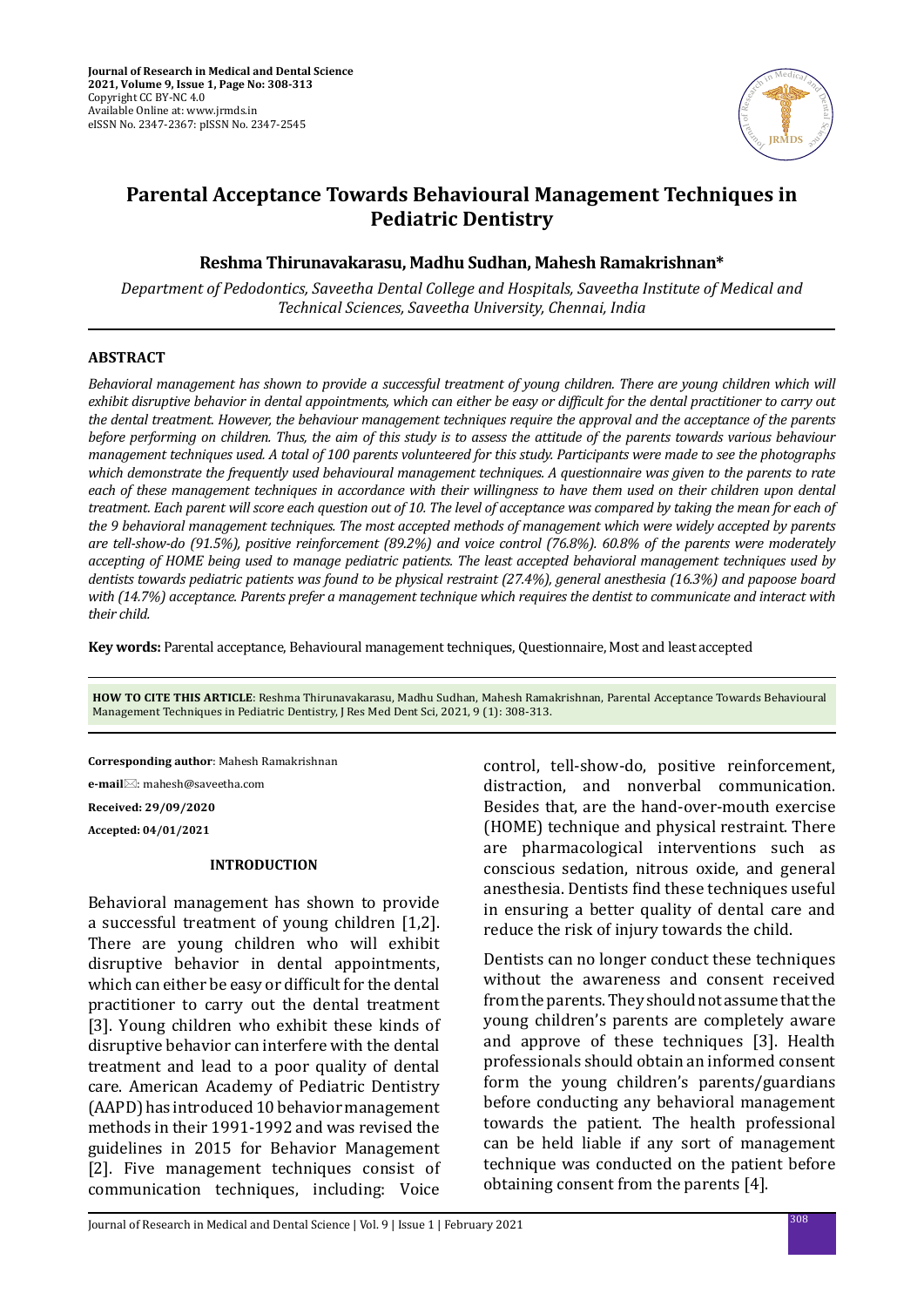# Parental Acceptance Towards Behavioural Management Techniques in Pediatric Dentistry

**Reshma Thirunavakarasu, Madhu Sudhan, Mahesh Ramakrishnan***

*Department of Pedodontics, Saveetha Dental College and Hospitals, Saveetha Institute of Medical and Technical Sciences, Saveetha University, Chennai, India*

## ABSTRACT

*Behavioral management has shown to provide a successful treatment of young children. There are young children which will exhibit disruptive behavior in dental appointments, which can either be easy or difficult for the dental practitioner to carry out the dental treatment. However, the behaviour management techniques require the approval and the acceptance of the parents before performing on children. Thus, the aim of this study is to assess the attitude of the parents towards various behaviour management techniques used. A total of 100 parents volunteered for this study. Participants were made to see the photographs which demonstrate the frequently used behavioural management techniques. A questionnaire was given to the parents to rate each of these management techniques in accordance with their willingness to have them used on their children upon dental treatment. Each parent will score each question out of 10. The level of acceptance was compared by taking the mean for each of the 9 behavioral management techniques. The most accepted methods of management which were widely accepted by parents are tell-show-do (91.5%), positive reinforcement (89.2%) and voice control (76.8%). 60.8% of the parents were moderately accepting of HOME being used to manage pediatric patients. The least accepted behavioral management techniques used by dentists towards pediatric patients was found to be physical restraint (27.4%), general anesthesia (16.3%) and papoose board with (14.7%) acceptance. Parents prefer a management technique which requires the dentist to communicate and interact with their child.*

**Key words:** Parental acceptance, Behavioural management techniques, Questionnaire, Most and least accepted

**HOW TO CITE THIS ARTICLE**: Reshma Thirunavakarasu, Madhu Sudhan, Mahesh Ramakrishnan, Parental Acceptance Towards Behavioural Management Techniques in Pediatric Dentistry, J Res Med Dent Sci, 2021, 9 (1): 308-313.

**Corresponding author**: Mahesh Ramakrishnan

**e-mail**: mahesh@saveetha.com

**Received: 29/09/2020**

**Accepted: 04/01/2021**

## INTRODUCTION

Behavioral management has shown to provide a successful treatment of young children [1,2]. There are young children who will exhibit disruptive behavior in dental appointments, which can either be easy or difficult for the dental practitioner to carry out the dental treatment [3]. Young children who exhibit these kinds of disruptive behavior can interfere with the dental treatment and lead to a poor quality of dental care. American Academy of Pediatric Dentistry (AAPD) has introduced 10 behavior management methods in their 1991-1992 and was revised the guidelines in 2015 for Behavior Management [2]. Five management techniques consist of communication techniques, including: Voice control, tell-show-do, positive reinforcement, distraction, and nonverbal communication. Besides that, are the hand-over-mouth exercise (HOME) technique and physical restraint. There are pharmacological interventions such as conscious sedation, nitrous oxide, and general anesthesia. Dentists find these techniques useful in ensuring a better quality of dental care and reduce the risk of injury towards the child.

Dentists can no longer conduct these techniques without the awareness and consent received from the parents. They should not assume that the young children's parents are completely aware and approve of these techniques [3]. Health professionals should obtain an informed consent form the young children's parents/guardians before conducting any behavioral management towards the patient. The health professional can be held liable if any sort of management technique was conducted on the patient before obtaining consent from the parents [4].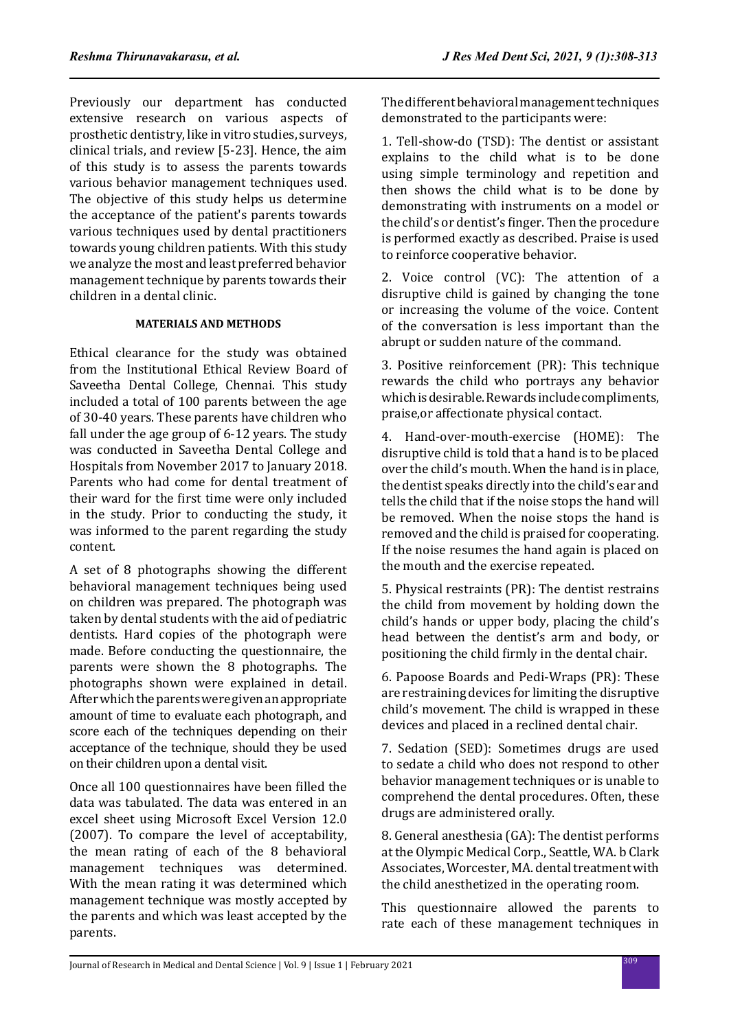Previously our department has conducted extensive research on various aspects of prosthetic dentistry, like in vitro studies, surveys, clinical trials, and review [5-23]. Hence, the aim of this study is to assess the parents towards various behavior management techniques used. The objective of this study helps us determine the acceptance of the patient's parents towards various techniques used by dental practitioners towards young children patients. With this study we analyze the most and least preferred behavior management technique by parents towards their children in a dental clinic.

## MATERIALS AND METHODS

Ethical clearance for the study was obtained from the Institutional Ethical Review Board of Saveetha Dental College, Chennai. This study included a total of 100 parents between the age of 30-40 years. These parents have children who fall under the age group of 6-12 years. The study was conducted in Saveetha Dental College and Hospitals from November 2017 to January 2018. Parents who had come for dental treatment of their ward for the first time were only included in the study. Prior to conducting the study, it was informed to the parent regarding the study content.

A set of 8 photographs showing the different behavioral management techniques being used on children was prepared. The photograph was taken by dental students with the aid of pediatric dentists. Hard copies of the photograph were made. Before conducting the questionnaire, the parents were shown the 8 photographs. The photographs shown were explained in detail. After which the parents were given an appropriate amount of time to evaluate each photograph, and score each of the techniques depending on their acceptance of the technique, should they be used on their children upon a dental visit.

Once all 100 questionnaires have been filled the data was tabulated. The data was entered in an excel sheet using Microsoft Excel Version 12.0 (2007). To compare the level of acceptability, the mean rating of each of the 8 behavioral management techniques was determined. With the mean rating it was determined which management technique was mostly accepted by the parents and which was least accepted by the parents.

The different behavioral management techniques demonstrated to the participants were:

1. Tell-show-do (TSD): The dentist or assistant explains to the child what is to be done using simple terminology and repetition and then shows the child what is to be done by demonstrating with instruments on a model or the child's or dentist's finger. Then the procedure is performed exactly as described. Praise is used to reinforce cooperative behavior.

2. Voice control (VC): The attention of a disruptive child is gained by changing the tone or increasing the volume of the voice. Content of the conversation is less important than the abrupt or sudden nature of the command.

3. Positive reinforcement (PR): This technique rewards the child who portrays any behavior which is desirable. Rewards include compliments, praise,or affectionate physical contact.

4. Hand-over-mouth-exercise (HOME): The disruptive child is told that a hand is to be placed over the child's mouth. When the hand is in place, the dentist speaks directly into the child's ear and tells the child that if the noise stops the hand will be removed. When the noise stops the hand is removed and the child is praised for cooperating. If the noise resumes the hand again is placed on the mouth and the exercise repeated.

5. Physical restraints (PR): The dentist restrains the child from movement by holding down the child's hands or upper body, placing the child's head between the dentist's arm and body, or positioning the child firmly in the dental chair.

6. Papoose Boards and Pedi-Wraps (PR): These are restraining devices for limiting the disruptive child's movement. The child is wrapped in these devices and placed in a reclined dental chair.

7. Sedation (SED): Sometimes drugs are used to sedate a child who does not respond to other behavior management techniques or is unable to comprehend the dental procedures. Often, these drugs are administered orally.

8. General anesthesia (GA): The dentist performs at the Olympic Medical Corp., Seattle, WA. b Clark Associates, Worcester, MA. dental treatment with the child anesthetized in the operating room.

This questionnaire allowed the parents to rate each of these management techniques in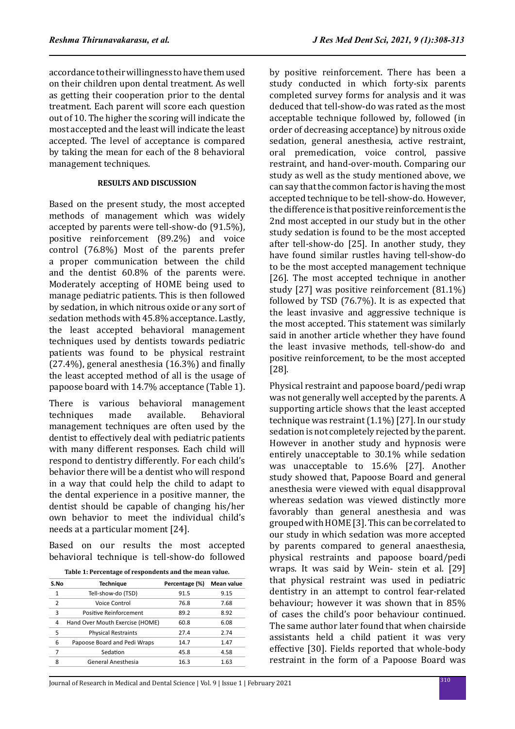accordance to their willingness to have them used on their children upon dental treatment. As well as getting their cooperation prior to the dental treatment. Each parent will score each question out of 10. The higher the scoring will indicate the most accepted and the least will indicate the least accepted. The level of acceptance is compared by taking the mean for each of the 8 behavioral management techniques.

## RESULTS AND DISCUSSION

Based on the present study, the most accepted methods of management which was widely accepted by parents were tell-show-do (91.5%), positive reinforcement (89.2%) and voice control (76.8%) Most of the parents prefer a proper communication between the child and the dentist 60.8% of the parents were. Moderately accepting of HOME being used to manage pediatric patients. This is then followed by sedation, in which nitrous oxide or any sort of sedation methods with 45.8% acceptance. Lastly, the least accepted behavioral management techniques used by dentists towards pediatric patients was found to be physical restraint (27.4%), general anesthesia (16.3%) and finally the least accepted method of all is the usage of papoose board with 14.7% acceptance (Table 1).

There is various behavioral management techniques made available. Behavioral management techniques are often used by the dentist to effectively deal with pediatric patients with many different responses. Each child will respond to dentistry differently. For each child's behavior there will be a dentist who will respond in a way that could help the child to adapt to the dental experience in a positive manner, the dentist should be capable of changing his/her own behavior to meet the individual child's needs at a particular moment [24].

Based on our results the most accepted behavioral technique is tell-show-do followed by positive reinforcement. There has been a study conducted in which forty-six parents completed survey forms for analysis and it was deduced that tell-show-do was rated as the most acceptable technique followed by, followed (in order of decreasing acceptance) by nitrous oxide sedation, general anesthesia, active restraint, oral premedication, voice control, passive restraint, and hand-over-mouth. Comparing our study as well as the study mentioned above, we can say that the common factor is having the most accepted technique to be tell-show-do. However, the difference is that positive reinforcement is the 2nd most accepted in our study but in the other study sedation is found to be the most accepted after tell-show-do [25]. In another study, they have found similar rustles having tell-show-do to be the most accepted management technique [26]. The most accepted technique in another study [27] was positive reinforcement (81.1%) followed by TSD (76.7%). It is as expected that the least invasive and aggressive technique is the most accepted. This statement was similarly said in another article whether they have found the least invasive methods, tell-show-do and positive reinforcement, to be the most accepted [28].

**Table 1: Percentage of respondents and the mean value.**

| S.No | Technique | Percentage (%) | Mean value |
|---|---|---|---|
| 1 | Tell-show-do (TSD) | 91.5 | 9.15 |
| 2 | Voice Control | 76.8 | 7.68 |
| 3 | Positive Reinforcement | 89.2 | 8.92 |
| 4 | Hand Over Mouth Exercise (HOME) | 60.8 | 6.08 |
| 5 | Physical Restraints | 27.4 | 2.74 |
| 6 | Papoose Board and Pedi Wraps | 14.7 | 1.47 |
| 7 | Sedation | 45.8 | 4.58 |
| 8 | General Anesthesia | 16.3 | 1.63 |

Physical restraint and papoose board/pedi wrap was not generally well accepted by the parents. A supporting article shows that the least accepted technique was restraint (1.1%) [27]. In our study sedation is not completely rejected by the parent. However in another study and hypnosis were entirely unacceptable to 30.1% while sedation was unacceptable to 15.6% [27]. Another study showed that, Papoose Board and general anesthesia were viewed with equal disapproval whereas sedation was viewed distinctly more favorably than general anesthesia and was grouped with HOME [3]. This can be correlated to our study in which sedation was more accepted by parents compared to general anaesthesia, physical restraints and papoose board/pedi wraps. It was said by Wein- stein et al. [29] that physical restraint was used in pediatric dentistry in an attempt to control fear-related behaviour; however it was shown that in 85% of cases the child's poor behaviour continued. The same author later found that when chairside assistants held a child patient it was very effective [30]. Fields reported that whole-body restraint in the form of a Papoose Board was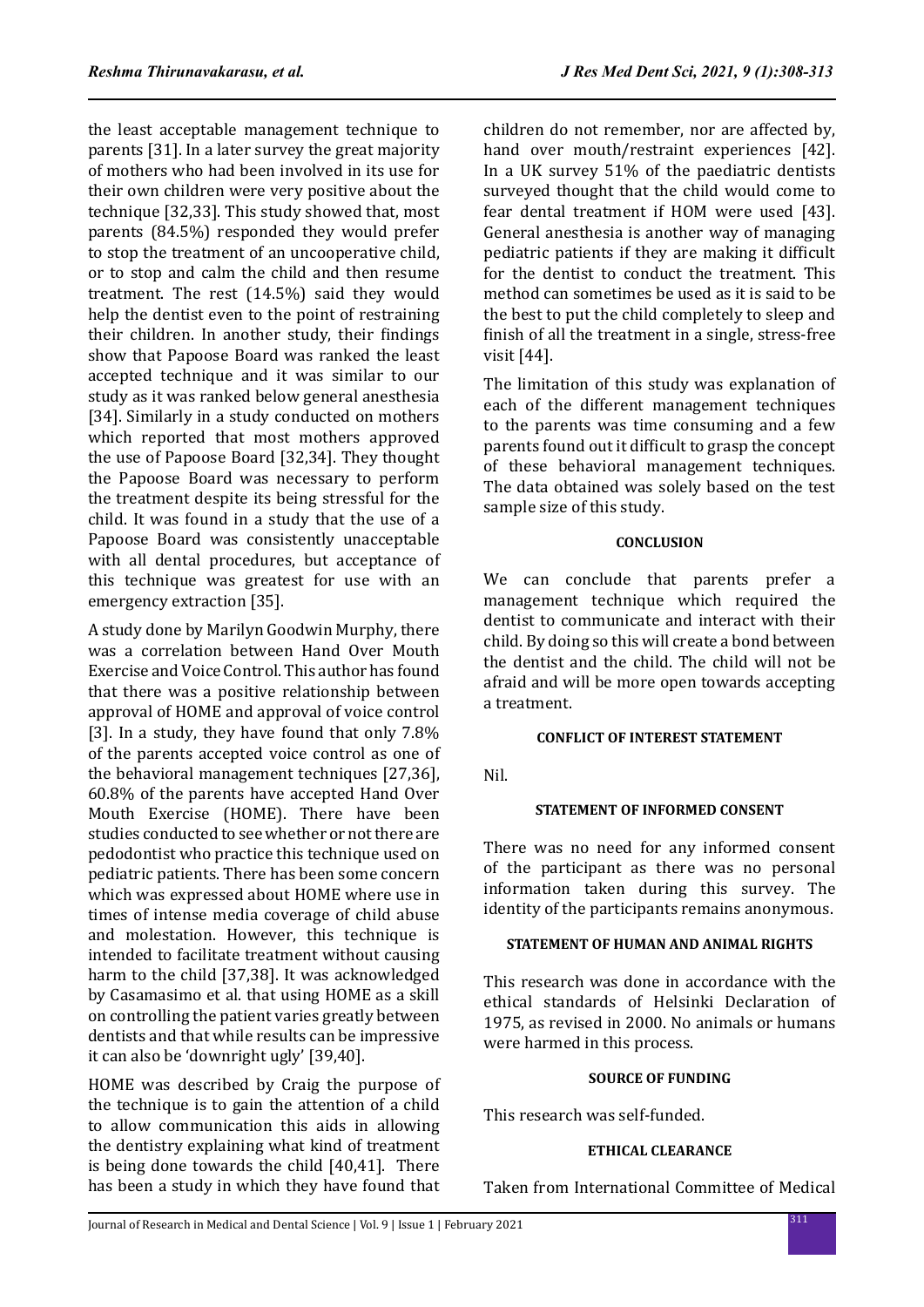the least acceptable management technique to parents [31]. In a later survey the great majority of mothers who had been involved in its use for their own children were very positive about the technique [32,33]. This study showed that, most parents (84.5%) responded they would prefer to stop the treatment of an uncooperative child, or to stop and calm the child and then resume treatment. The rest (14.5%) said they would help the dentist even to the point of restraining their children. In another study, their findings show that Papoose Board was ranked the least accepted technique and it was similar to our study as it was ranked below general anesthesia [34]. Similarly in a study conducted on mothers which reported that most mothers approved the use of Papoose Board [32,34]. They thought the Papoose Board was necessary to perform the treatment despite its being stressful for the child. It was found in a study that the use of a Papoose Board was consistently unacceptable with all dental procedures, but acceptance of this technique was greatest for use with an emergency extraction [35].

A study done by Marilyn Goodwin Murphy, there was a correlation between Hand Over Mouth Exercise and Voice Control. This author has found that there was a positive relationship between approval of HOME and approval of voice control [3]. In a study, they have found that only 7.8% of the parents accepted voice control as one of the behavioral management techniques [27,36], 60.8% of the parents have accepted Hand Over Mouth Exercise (HOME). There have been studies conducted to see whether or not there are pedodontist who practice this technique used on pediatric patients. There has been some concern which was expressed about HOME where use in times of intense media coverage of child abuse and molestation. However, this technique is intended to facilitate treatment without causing harm to the child [37,38]. It was acknowledged by Casamasimo et al. that using HOME as a skill on controlling the patient varies greatly between dentists and that while results can be impressive it can also be 'downright ugly' [39,40].

HOME was described by Craig the purpose of the technique is to gain the attention of a child to allow communication this aids in allowing the dentistry explaining what kind of treatment is being done towards the child [40,41]. There has been a study in which they have found that children do not remember, nor are affected by, hand over mouth/restraint experiences [42]. In a UK survey 51% of the paediatric dentists surveyed thought that the child would come to fear dental treatment if HOM were used [43]. General anesthesia is another way of managing pediatric patients if they are making it difficult for the dentist to conduct the treatment. This method can sometimes be used as it is said to be the best to put the child completely to sleep and finish of all the treatment in a single, stress-free visit [44].

The limitation of this study was explanation of each of the different management techniques to the parents was time consuming and a few parents found out it difficult to grasp the concept of these behavioral management techniques. The data obtained was solely based on the test sample size of this study.

## CONCLUSION

We can conclude that parents prefer a management technique which required the dentist to communicate and interact with their child. By doing so this will create a bond between the dentist and the child. The child will not be afraid and will be more open towards accepting a treatment.

## CONFLICT OF INTEREST STATEMENT

Nil.

## STATEMENT OF INFORMED CONSENT

There was no need for any informed consent of the participant as there was no personal information taken during this survey. The identity of the participants remains anonymous.

## STATEMENT OF HUMAN AND ANIMAL RIGHTS

This research was done in accordance with the ethical standards of Helsinki Declaration of 1975, as revised in 2000. No animals or humans were harmed in this process.

## SOURCE OF FUNDING

This research was self-funded.

## ETHICAL CLEARANCE

Taken from International Committee of Medical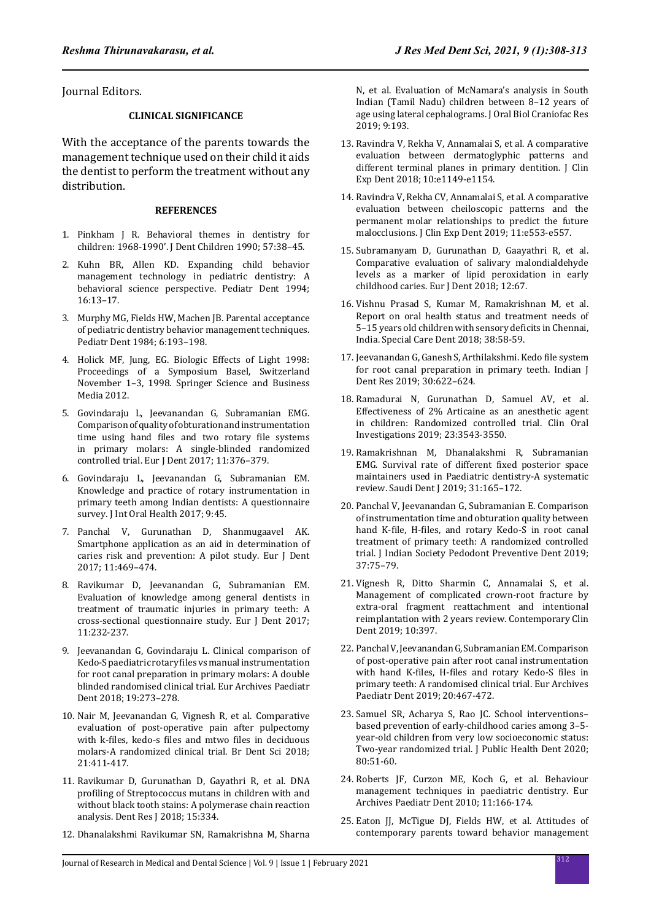Journal Editors.

## CLINICAL SIGNIFICANCE

With the acceptance of the parents towards the management technique used on their child it aids the dentist to perform the treatment without any distribution.

## REFERENCES

1. Pinkham J R. Behavioral themes in dentistry for children: 1968-1990'. J Dent Children 1990; 57:38–45.
2. Kuhn BR, Allen KD. Expanding child behavior management technology in pediatric dentistry: A behavioral science perspective. Pediatr Dent 1994; 16:13–17.
3. Murphy MG, Fields HW, Machen JB. Parental acceptance of pediatric dentistry behavior management techniques. Pediatr Dent 1984; 6:193–198.
4. Holick MF, Jung, EG. Biologic Effects of Light 1998: Proceedings of a Symposium Basel, Switzerland November 1–3, 1998. Springer Science and Business Media 2012.
5. Govindaraju L, Jeevanandan G, Subramanian EMG. Comparison of quality of obturation and instrumentation time using hand files and two rotary file systems in primary molars: A single-blinded randomized controlled trial. Eur J Dent 2017; 11:376–379.
6. Govindaraju L, Jeevanandan G, Subramanian EM. Knowledge and practice of rotary instrumentation in primary teeth among Indian dentists: A questionnaire survey. J Int Oral Health 2017; 9:45.
7. Panchal V, Gurunathan D, Shanmugaavel AK. Smartphone application as an aid in determination of caries risk and prevention: A pilot study. Eur J Dent 2017; 11:469–474.
8. Ravikumar D, Jeevanandan G, Subramanian EM. Evaluation of knowledge among general dentists in treatment of traumatic injuries in primary teeth: A cross-sectional questionnaire study. Eur J Dent 2017; 11:232-237.
9. Jeevanandan G, Govindaraju L. Clinical comparison of Kedo-S paediatric rotary files vs manual instrumentation for root canal preparation in primary molars: A double blinded randomised clinical trial. Eur Archives Paediatr Dent 2018; 19:273–278.
10. Nair M, Jeevanandan G, Vignesh R, et al. Comparative evaluation of post-operative pain after pulpectomy with k-files, kedo-s files and mtwo files in deciduous molars-A randomized clinical trial. Br Dent Sci 2018; 21:411-417.
11. Ravikumar D, Gurunathan D, Gayathri R, et al. DNA profiling of Streptococcus mutans in children with and without black tooth stains: A polymerase chain reaction analysis. Dent Res J 2018; 15:334.
12. Dhanalakshmi Ravikumar SN, Ramakrishna M, Sharna N, et al. Evaluation of McNamara's analysis in South Indian (Tamil Nadu) children between 8–12 years of age using lateral cephalograms. J Oral Biol Craniofac Res 2019; 9:193.
13. Ravindra V, Rekha V, Annamalai S, et al. A comparative evaluation between dermatoglyphic patterns and different terminal planes in primary dentition. J Clin Exp Dent 2018; 10:e1149-e1154.
14. Ravindra V, Rekha CV, Annamalai S, et al. A comparative evaluation between cheiloscopic patterns and the permanent molar relationships to predict the future malocclusions. J Clin Exp Dent 2019; 11:e553-e557.
15. Subramanyam D, Gurunathan D, Gaayathri R, et al. Comparative evaluation of salivary malondialdehyde levels as a marker of lipid peroxidation in early childhood caries. Eur J Dent 2018; 12:67.
16. Vishnu Prasad S, Kumar M, Ramakrishnan M, et al. Report on oral health status and treatment needs of 5–15 years old children with sensory deficits in Chennai, India. Special Care Dent 2018; 38:58-59.
17. Jeevanandan G, Ganesh S, Arthilakshmi. Kedo file system for root canal preparation in primary teeth. Indian J Dent Res 2019; 30:622–624.
18. Ramadurai N, Gurunathan D, Samuel AV, et al. Effectiveness of 2% Articaine as an anesthetic agent in children: Randomized controlled trial. Clin Oral Investigations 2019; 23:3543-3550.
19. Ramakrishnan M, Dhanalakshmi R, Subramanian EMG. Survival rate of different fixed posterior space maintainers used in Paediatric dentistry-A systematic review. Saudi Dent J 2019; 31:165–172.
20. Panchal V, Jeevanandan G, Subramanian E. Comparison of instrumentation time and obturation quality between hand K-file, H-files, and rotary Kedo-S in root canal treatment of primary teeth: A randomized controlled trial. J Indian Society Pedodont Preventive Dent 2019; 37:75–79.
21. Vignesh R, Ditto Sharmin C, Annamalai S, et al. Management of complicated crown-root fracture by extra-oral fragment reattachment and intentional reimplantation with 2 years review. Contemporary Clin Dent 2019; 10:397.
22. Panchal V, Jeevanandan G, Subramanian EM. Comparison of post-operative pain after root canal instrumentation with hand K-files, H-files and rotary Kedo-S files in primary teeth: A randomised clinical trial. Eur Archives Paediatr Dent 2019; 20:467-472.
23. Samuel SR, Acharya S, Rao JC. School interventions–based prevention of early-childhood caries among 3–5-year-old children from very low socioeconomic status: Two-year randomized trial. J Public Health Dent 2020; 80:51-60.
24. Roberts JF, Curzon ME, Koch G, et al. Behaviour management techniques in paediatric dentistry. Eur Archives Paediatr Dent 2010; 11:166-174.
25. Eaton JJ, McTigue DJ, Fields HW, et al. Attitudes of contemporary parents toward behavior management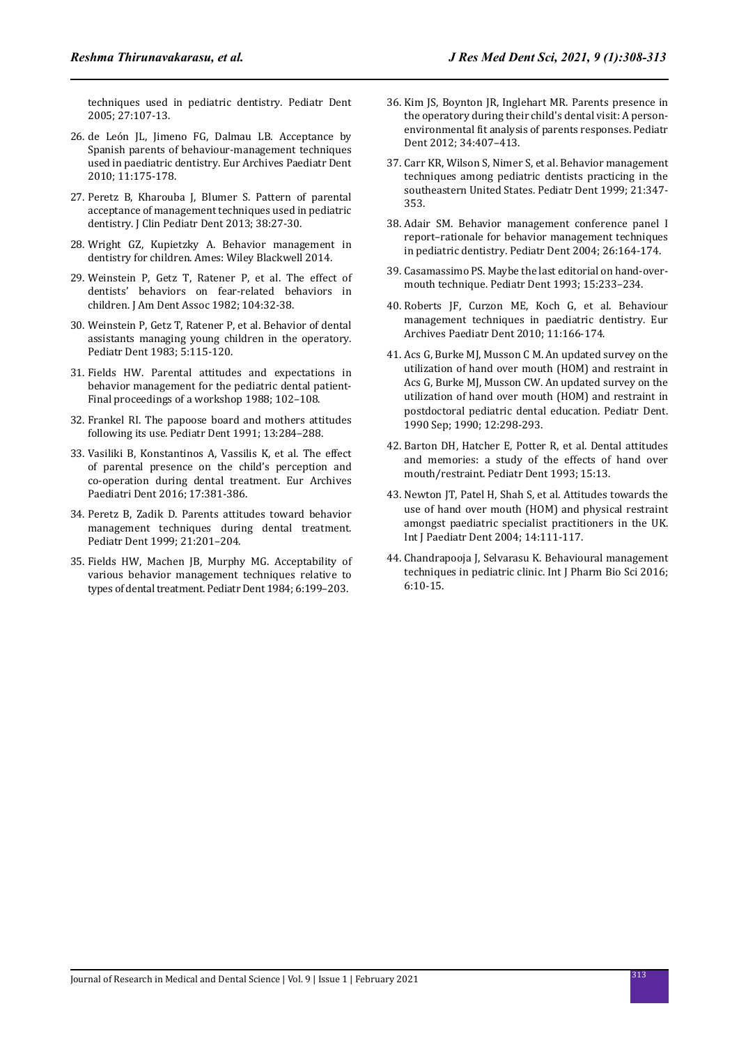techniques used in pediatric dentistry. Pediatr Dent 2005; 27:107-13.

26. de León JL, Jimeno FG, Dalmau LB. Acceptance by Spanish parents of behaviour-management techniques used in paediatric dentistry. Eur Archives Paediatr Dent 2010; 11:175-178.

27. Peretz B, Kharouba J, Blumer S. Pattern of parental acceptance of management techniques used in pediatric dentistry. J Clin Pediatr Dent 2013; 38:27-30.

28. Wright GZ, Kupietzky A. Behavior management in dentistry for children. Ames: Wiley Blackwell 2014.

29. Weinstein P, Getz T, Ratener P, et al. The effect of dentists' behaviors on fear-related behaviors in children. J Am Dent Assoc 1982; 104:32-38.

30. Weinstein P, Getz T, Ratener P, et al. Behavior of dental assistants managing young children in the operatory. Pediatr Dent 1983; 5:115-120.

31. Fields HW. Parental attitudes and expectations in behavior management for the pediatric dental patient-Final proceedings of a workshop 1988; 102–108.

32. Frankel RI. The papoose board and mothers attitudes following its use. Pediatr Dent 1991; 13:284–288.

33. Vasiliki B, Konstantinos A, Vassilis K, et al. The effect of parental presence on the child's perception and co-operation during dental treatment. Eur Archives Paediatri Dent 2016; 17:381-386.

34. Peretz B, Zadik D. Parents attitudes toward behavior management techniques during dental treatment. Pediatr Dent 1999; 21:201–204.

35. Fields HW, Machen JB, Murphy MG. Acceptability of various behavior management techniques relative to types of dental treatment. Pediatr Dent 1984; 6:199–203.

36. Kim JS, Boynton JR, Inglehart MR. Parents presence in the operatory during their child's dental visit: A person-environmental fit analysis of parents responses. Pediatr Dent 2012; 34:407–413.

37. Carr KR, Wilson S, Nimer S, et al. Behavior management techniques among pediatric dentists practicing in the southeastern United States. Pediatr Dent 1999; 21:347-353.

38. Adair SM. Behavior management conference panel I report–rationale for behavior management techniques in pediatric dentistry. Pediatr Dent 2004; 26:164-174.

39. Casamassimo PS. Maybe the last editorial on hand-over-mouth technique. Pediatr Dent 1993; 15:233–234.

40. Roberts JF, Curzon ME, Koch G, et al. Behaviour management techniques in paediatric dentistry. Eur Archives Paediatr Dent 2010; 11:166-174.

41. Acs G, Burke MJ, Musson C M. An updated survey on the utilization of hand over mouth (HOM) and restraint in Acs G, Burke MJ, Musson CW. An updated survey on the utilization of hand over mouth (HOM) and restraint in postdoctoral pediatric dental education. Pediatr Dent. 1990 Sep; 1990; 12:298-293.

42. Barton DH, Hatcher E, Potter R, et al. Dental attitudes and memories: a study of the effects of hand over mouth/restraint. Pediatr Dent 1993; 15:13.

43. Newton JT, Patel H, Shah S, et al. Attitudes towards the use of hand over mouth (HOM) and physical restraint amongst paediatric specialist practitioners in the UK. Int J Paediatr Dent 2004; 14:111-117.

44. Chandrapooja J, Selvarasu K. Behavioural management techniques in pediatric clinic. Int J Pharm Bio Sci 2016; 6:10-15.